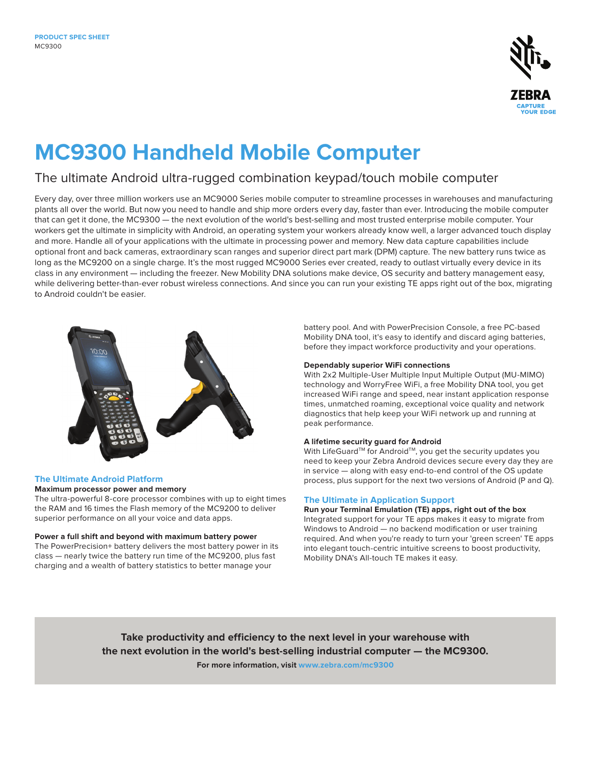PRODUCT SPEC SHEET
MC9300

# MC9300 Handheld Mobile Computer

## The ultimate Android ultra-rugged combination keypad/touch mobile computer

Every day, over three million workers use an MC9000 Series mobile computer to streamline processes in warehouses and manufacturing plants all over the world. But now you need to handle and ship more orders every day, faster than ever. Introducing the mobile computer that can get it done, the MC9300 — the next evolution of the world's best-selling and most trusted enterprise mobile computer. Your workers get the ultimate in simplicity with Android, an operating system your workers already know well, a larger advanced touch display and more. Handle all of your applications with the ultimate in processing power and memory. New data capture capabilities include optional front and back cameras, extraordinary scan ranges and superior direct part mark (DPM) capture. The new battery runs twice as long as the MC9200 on a single charge. It's the most rugged MC9000 Series ever created, ready to outlast virtually every device in its class in any environment — including the freezer. New Mobility DNA solutions make device, OS security and battery management easy, while delivering better-than-ever robust wireless connections. And since you can run your existing TE apps right out of the box, migrating to Android couldn't be easier.

### The Ultimate Android Platform

**Maximum processor power and memory**
The ultra-powerful 8-core processor combines with up to eight times the RAM and 16 times the Flash memory of the MC9200 to deliver superior performance on all your voice and data apps.

**Power a full shift and beyond with maximum battery power**
The PowerPrecision+ battery delivers the most battery power in its class — nearly twice the battery run time of the MC9200, plus fast charging and a wealth of battery statistics to better manage your battery pool. And with PowerPrecision Console, a free PC-based Mobility DNA tool, it's easy to identify and discard aging batteries, before they impact workforce productivity and your operations.

**Dependably superior WiFi connections**
With 2x2 Multiple-User Multiple Input Multiple Output (MU-MIMO) technology and WorryFree WiFi, a free Mobility DNA tool, you get increased WiFi range and speed, near instant application response times, unmatched roaming, exceptional voice quality and network diagnostics that help keep your WiFi network up and running at peak performance.

**A lifetime security guard for Android**
With LifeGuard™ for Android™, you get the security updates you need to keep your Zebra Android devices secure every day they are in service — along with easy end-to-end control of the OS update process, plus support for the next two versions of Android (P and Q).

### The Ultimate in Application Support

**Run your Terminal Emulation (TE) apps, right out of the box**
Integrated support for your TE apps makes it easy to migrate from Windows to Android — no backend modification or user training required. And when you're ready to turn your 'green screen' TE apps into elegant touch-centric intuitive screens to boost productivity, Mobility DNA's All-touch TE makes it easy.

**Take productivity and efficiency to the next level in your warehouse with the next evolution in the world's best-selling industrial computer — the MC9300.**

**For more information, visit www.zebra.com/mc9300**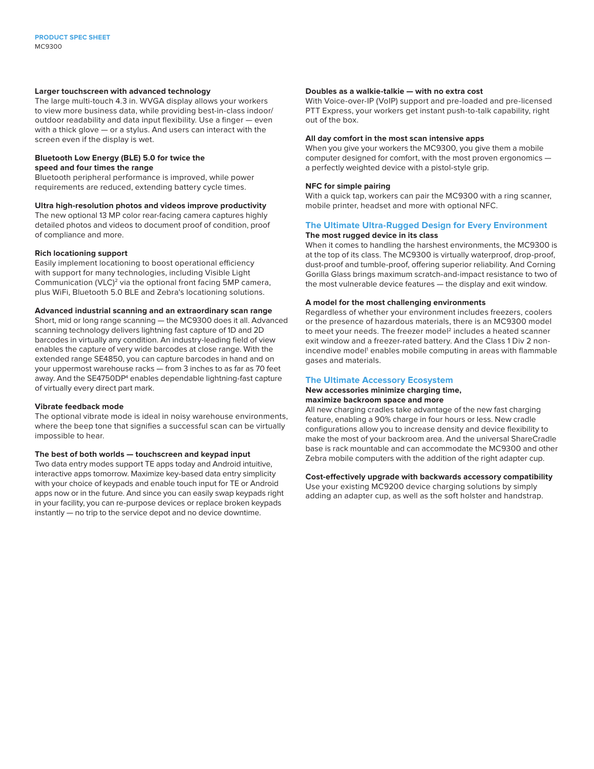### Larger touchscreen with advanced technology

The large multi-touch 4.3 in. WVGA display allows your workers to view more business data, while providing best-in-class indoor/ outdoor readability and data input flexibility. Use a finger — even with a thick glove — or a stylus. And users can interact with the screen even if the display is wet.

### Bluetooth Low Energy (BLE) 5.0 for twice the speed and four times the range

Bluetooth peripheral performance is improved, while power requirements are reduced, extending battery cycle times.

### Ultra high-resolution photos and videos improve productivity

The new optional 13 MP color rear-facing camera captures highly detailed photos and videos to document proof of condition, proof of compliance and more.

### Rich locationing support

Easily implement locationing to boost operational efficiency with support for many technologies, including Visible Light Communication (VLC)[2] via the optional front facing 5MP camera, plus WiFi, Bluetooth 5.0 BLE and Zebra's locationing solutions.

### Advanced industrial scanning and an extraordinary scan range

Short, mid or long range scanning — the MC9300 does it all. Advanced scanning technology delivers lightning fast capture of 1D and 2D barcodes in virtually any condition. An industry-leading field of view enables the capture of very wide barcodes at close range. With the extended range SE4850, you can capture barcodes in hand and on your uppermost warehouse racks — from 3 inches to as far as 70 feet away. And the SE4750DP[4] enables dependable lightning-fast capture of virtually every direct part mark.

### Vibrate feedback mode

The optional vibrate mode is ideal in noisy warehouse environments, where the beep tone that signifies a successful scan can be virtually impossible to hear.

### The best of both worlds — touchscreen and keypad input

Two data entry modes support TE apps today and Android intuitive, interactive apps tomorrow. Maximize key-based data entry simplicity with your choice of keypads and enable touch input for TE or Android apps now or in the future. And since you can easily swap keypads right in your facility, you can re-purpose devices or replace broken keypads instantly — no trip to the service depot and no device downtime.

### Doubles as a walkie-talkie — with no extra cost

With Voice-over-IP (VoIP) support and pre-loaded and pre-licensed PTT Express, your workers get instant push-to-talk capability, right out of the box.

### All day comfort in the most scan intensive apps

When you give your workers the MC9300, you give them a mobile computer designed for comfort, with the most proven ergonomics — a perfectly weighted device with a pistol-style grip.

### NFC for simple pairing

With a quick tap, workers can pair the MC9300 with a ring scanner, mobile printer, headset and more with optional NFC.

## The Ultimate Ultra-Rugged Design for Every Environment

### The most rugged device in its class

When it comes to handling the harshest environments, the MC9300 is at the top of its class. The MC9300 is virtually waterproof, drop-proof, dust-proof and tumble-proof, offering superior reliability. And Corning Gorilla Glass brings maximum scratch-and-impact resistance to two of the most vulnerable device features — the display and exit window.

### A model for the most challenging environments

Regardless of whether your environment includes freezers, coolers or the presence of hazardous materials, there is an MC9300 model to meet your needs. The freezer model[2] includes a heated scanner exit window and a freezer-rated battery. And the Class 1 Div 2 non-incendive model[1] enables mobile computing in areas with flammable gases and materials.

## The Ultimate Accessory Ecosystem

### New accessories minimize charging time, maximize backroom space and more

All new charging cradles take advantage of the new fast charging feature, enabling a 90% charge in four hours or less. New cradle configurations allow you to increase density and device flexibility to make the most of your backroom area. And the universal ShareCradle base is rack mountable and can accommodate the MC9300 and other Zebra mobile computers with the addition of the right adapter cup.

### Cost-effectively upgrade with backwards accessory compatibility

Use your existing MC9200 device charging solutions by simply adding an adapter cup, as well as the soft holster and handstrap.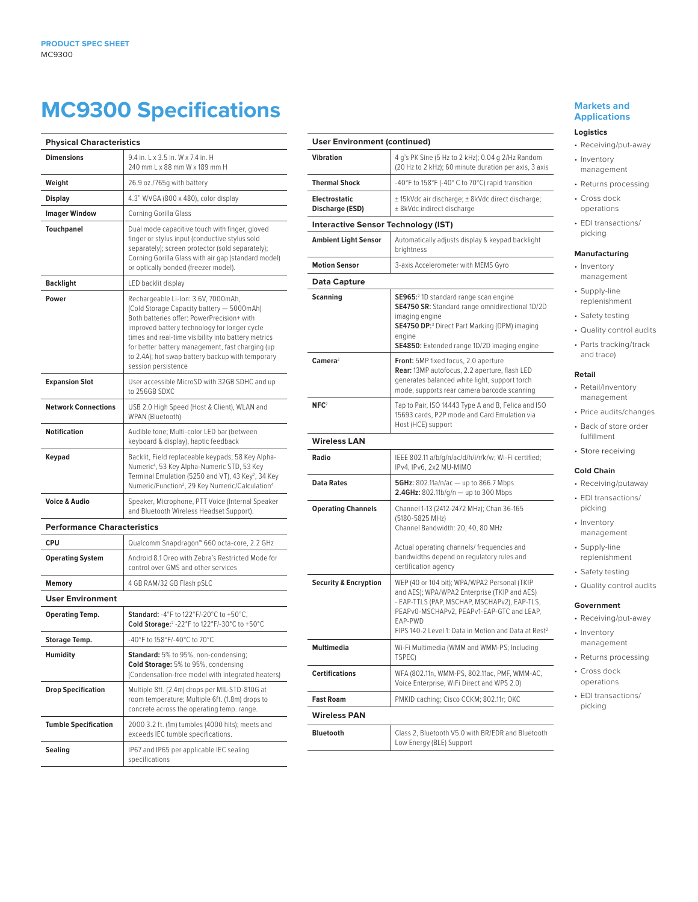# MC9300 Specifications

| Physical Characteristics | |
|---|---|
| **Dimensions** | 9.4 in. L x 3.5 in. W x 7.4 in. H<br>240 mm L x 88 mm W x 189 mm H |
| **Weight** | 26.9 oz./765g with battery |
| **Display** | 4.3" WVGA (800 x 480), color display |
| **Imager Window** | Corning Gorilla Glass |
| **Touchpanel** | Dual mode capacitive touch with finger, gloved finger or stylus input (conductive stylus sold separately); screen protector (sold separately); Corning Gorilla Glass with air gap (standard model) or optically bonded (freezer model). |
| **Backlight** | LED backlit display |
| **Power** | Rechargeable Li-Ion: 3.6V, 7000mAh, (Cold Storage Capacity battery — 5000mAh) Both batteries offer: PowerPrecision+ with improved battery technology for longer cycle times and real-time visibility into battery metrics for better battery management, fast charging (up to 2.4A); hot swap battery backup with temporary session persistence |
| **Expansion Slot** | User accessible MicroSD with 32GB SDHC and up to 256GB SDXC |
| **Network Connections** | USB 2.0 High Speed (Host & Client), WLAN and WPAN (Bluetooth) |
| **Notification** | Audible tone; Multi-color LED bar (between keyboard & display), haptic feedback |
| **Keypad** | Backlit, Field replaceable keypads; 58 Key Alpha-Numeric[4], 53 Key Alpha-Numeric STD, 53 Key Terminal Emulation (5250 and VT), 43 Key[2], 34 Key Numeric/Function[2], 29 Key Numeric/Calculation[4]. |
| **Voice & Audio** | Speaker, Microphone, PTT Voice (Internal Speaker and Bluetooth Wireless Headset Support). |

| Performance Characteristics | |
|---|---|
| **CPU** | Qualcomm Snapdragon™ 660 octa-core, 2.2 GHz |
| **Operating System** | Android 8.1 Oreo with Zebra's Restricted Mode for control over GMS and other services |
| **Memory** | 4 GB RAM/32 GB Flash pSLC |

| User Environment | |
|---|---|
| **Operating Temp.** | **Standard:** -4°F to 122°F/-20°C to +50°C,<br>**Cold Storage:**[2] -22°F to 122°F/-30°C to +50°C |
| **Storage Temp.** | -40°F to 158°F/-40°C to 70°C |
| **Humidity** | **Standard:** 5% to 95%, non-condensing;<br>**Cold Storage:** 5% to 95%, condensing (Condensation-free model with integrated heaters) |
| **Drop Specification** | Multiple 8ft. (2.4m) drops per MIL-STD-810G at room temperature; Multiple 6ft. (1.8m) drops to concrete across the operating temp. range. |
| **Tumble Specification** | 2000 3.2 ft. (1m) tumbles (4000 hits); meets and exceeds IEC tumble specifications. |
| **Sealing** | IP67 and IP65 per applicable IEC sealing specifications |

| User Environment (continued) | |
|---|---|
| **Vibration** | 4 g's PK Sine (5 Hz to 2 kHz); 0.04 g 2/Hz Random (20 Hz to 2 kHz); 60 minute duration per axis, 3 axis |
| **Thermal Shock** | -40°F to 158°F (-40° C to 70°C) rapid transition |
| **Electrostatic Discharge (ESD)** | ± 15kVdc air discharge; ± 8kVdc direct discharge; ± 8kVdc indirect discharge |

| Interactive Sensor Technology (IST) | |
|---|---|
| **Ambient Light Sensor** | Automatically adjusts display & keypad backlight brightness |
| **Motion Sensor** | 3-axis Accelerometer with MEMS Gyro |

| Data Capture | |
|---|---|
| **Scanning** | **SE965:**[2] 1D standard range scan engine<br>**SE4750 SR:** Standard range omnidirectional 1D/2D imaging engine<br>**SE4750 DP:**[3] Direct Part Marking (DPM) imaging engine<br>**SE4850:** Extended range 1D/2D imaging engine |
| **Camera**[2] | **Front:** 5MP fixed focus, 2.0 aperture<br>**Rear:** 13MP autofocus, 2.2 aperture, flash LED generates balanced white light, support torch mode, supports rear camera barcode scanning |
| **NFC**[2] | Tap to Pair, ISO 14443 Type A and B, Felica and ISO 15693 cards, P2P mode and Card Emulation via Host (HCE) support |

| Wireless LAN | |
|---|---|
| **Radio** | IEEE 802.11 a/b/g/n/ac/d/h/i/r/k/w; Wi-Fi certified; IPv4, IPv6, 2x2 MU-MIMO |
| **Data Rates** | **5GHz:** 802.11a/n/ac — up to 866.7 Mbps<br>**2.4GHz:** 802.11b/g/n — up to 300 Mbps |
| **Operating Channels** | Channel 1-13 (2412-2472 MHz); Chan 36-165 (5180-5825 MHz)<br>Channel Bandwidth: 20, 40, 80 MHz<br><br>Actual operating channels/ frequencies and bandwidths depend on regulatory rules and certification agency |
| **Security & Encryption** | WEP (40 or 104 bit); WPA/WPA2 Personal (TKIP and AES); WPA/WPA2 Enterprise (TKIP and AES) - EAP-TTLS (PAP, MSCHAP, MSCHAPv2), EAP-TLS, PEAPv0-MSCHAPv2, PEAPv1-EAP-GTC and LEAP, EAP-PWD<br>FIPS 140-2 Level 1: Data in Motion and Data at Rest[2] |
| **Multimedia** | Wi-Fi Multimedia (WMM and WMM-PS; Including TSPEC) |
| **Certifications** | WFA (802.11n, WMM-PS, 802.11ac, PMF, WMM-AC, Voice Enterprise, WiFi Direct and WPS 2.0) |
| **Fast Roam** | PMKID caching; Cisco CCKM; 802.11r; OKC |

| Wireless PAN | |
|---|---|
| **Bluetooth** | Class 2, Bluetooth V5.0 with BR/EDR and Bluetooth Low Energy (BLE) Support |

## Markets and Applications

### Logistics
- Receiving/put-away
- Inventory management
- Returns processing
- Cross dock operations
- EDI transactions/ picking

### Manufacturing
- Inventory management
- Supply-line replenishment
- Safety testing
- Quality control audits
- Parts tracking/track and trace)

### Retail
- Retail/Inventory management
- Price audits/changes
- Back of store order fulfillment
- Store receiving

### Cold Chain
- Receiving/putaway
- EDI transactions/ picking
- Inventory management
- Supply-line replenishment
- Safety testing
- Quality control audits

### Government
- Receiving/put-away
- Inventory management
- Returns processing
- Cross dock operations
- EDI transactions/ picking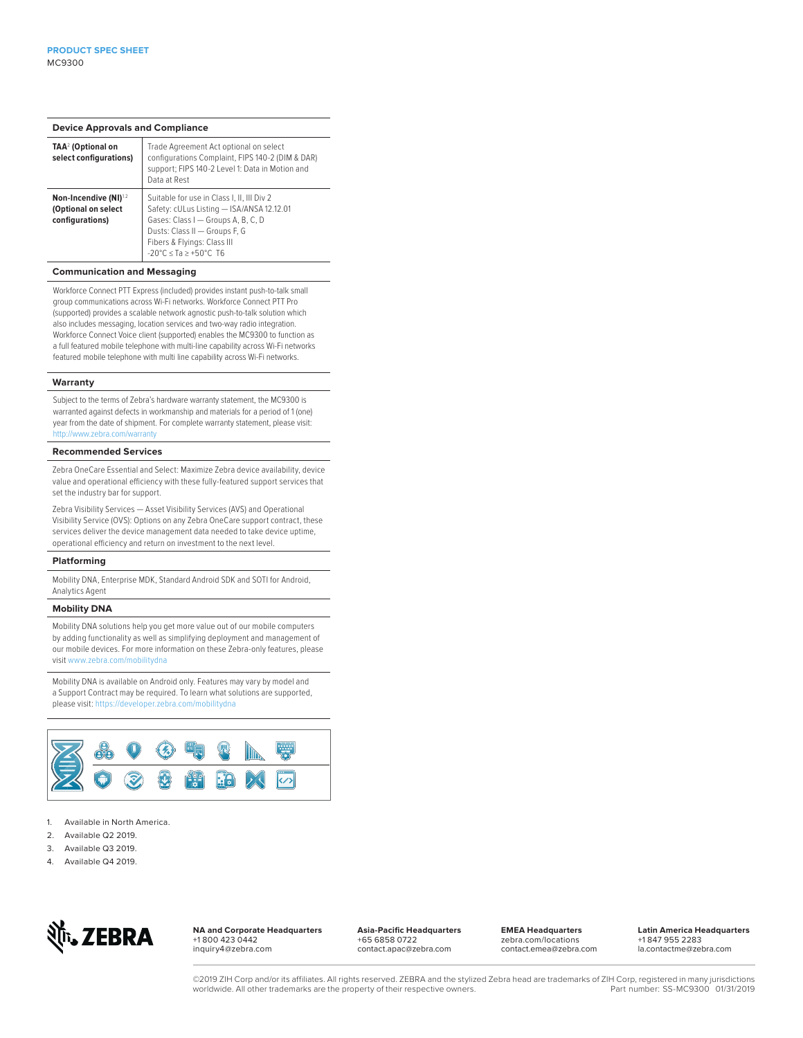## Device Approvals and Compliance

| | |
|---|---|
| **TAA**[2] **(Optional on select configurations)** | Trade Agreement Act optional on select configurations Complaint, FIPS 140-2 (DIM & DAR) support; FIPS 140-2 Level 1: Data in Motion and Data at Rest |
| **Non-Incendive (NI)**[1,2] **(Optional on select configurations)** | Suitable for use in Class I, II, III Div 2<br>Safety: cULus Listing — ISA/ANSA 12.12.01<br>Gases: Class I — Groups A, B, C, D<br>Dusts: Class II — Groups F, G<br>Fibers & Flyings: Class III<br>-20°C ≤ Ta ≥ +50°C T6 |

## Communication and Messaging

Workforce Connect PTT Express (included) provides instant push-to-talk small group communications across Wi-Fi networks. Workforce Connect PTT Pro (supported) provides a scalable network agnostic push-to-talk solution which also includes messaging, location services and two-way radio integration. Workforce Connect Voice client (supported) enables the MC9300 to function as a full featured mobile telephone with multi-line capability across Wi-Fi networks featured mobile telephone with multi line capability across Wi-Fi networks.

## Warranty

Subject to the terms of Zebra's hardware warranty statement, the MC9300 is warranted against defects in workmanship and materials for a period of 1 (one) year from the date of shipment. For complete warranty statement, please visit: http://www.zebra.com/warranty

## Recommended Services

Zebra OneCare Essential and Select: Maximize Zebra device availability, device value and operational efficiency with these fully-featured support services that set the industry bar for support.

Zebra Visibility Services — Asset Visibility Services (AVS) and Operational Visibility Service (OVS): Options on any Zebra OneCare support contract, these services deliver the device management data needed to take device uptime, operational efficiency and return on investment to the next level.

## Platforming

Mobility DNA, Enterprise MDK, Standard Android SDK and SOTI for Android, Analytics Agent

## Mobility DNA

Mobility DNA solutions help you get more value out of our mobile computers by adding functionality as well as simplifying deployment and management of our mobile devices. For more information on these Zebra-only features, please visit www.zebra.com/mobilitydna

Mobility DNA is available on Android only. Features may vary by model and a Support Contract may be required. To learn what solutions are supported, please visit: https://developer.zebra.com/mobilitydna

1. Available in North America.
2. Available Q2 2019.
3. Available Q3 2019.
4. Available Q4 2019.

**NA and Corporate Headquarters**
+1 800 423 0442
inquiry4@zebra.com

**Asia-Pacific Headquarters**
+65 6858 0722
contact.apac@zebra.com

**EMEA Headquarters**
zebra.com/locations
contact.emea@zebra.com

**Latin America Headquarters**
+1 847 955 2283
la.contactme@zebra.com

©2019 ZIH Corp and/or its affiliates. All rights reserved. ZEBRA and the stylized Zebra head are trademarks of ZIH Corp, registered in many jurisdictions worldwide. All other trademarks are the property of their respective owners. Part number: SS-MC9300 01/31/2019